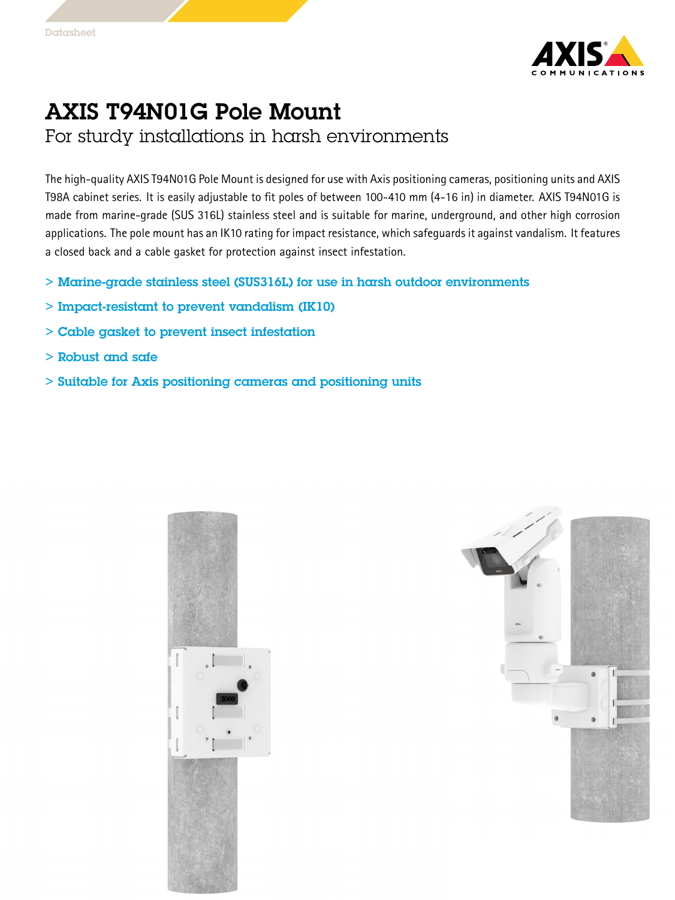Datasheet

# AXIS T94N01G Pole Mount

## For sturdy installations in harsh environments

The high-quality AXIS T94N01G Pole Mount is designed for use with Axis positioning cameras, positioning units and AXIS T98A cabinet series. It is easily adjustable to fit poles of between 100-410 mm (4-16 in) in diameter. AXIS T94N01G is made from marine-grade (SUS 316L) stainless steel and is suitable for marine, underground, and other high corrosion applications. The pole mount has an IK10 rating for impact resistance, which safeguards it against vandalism. It features a closed back and a cable gasket for protection against insect infestation.

> Marine-grade stainless steel (SUS316L) for use in harsh outdoor environments

> Impact-resistant to prevent vandalism (IK10)

> Cable gasket to prevent insect infestation

> Robust and safe

> Suitable for Axis positioning cameras and positioning units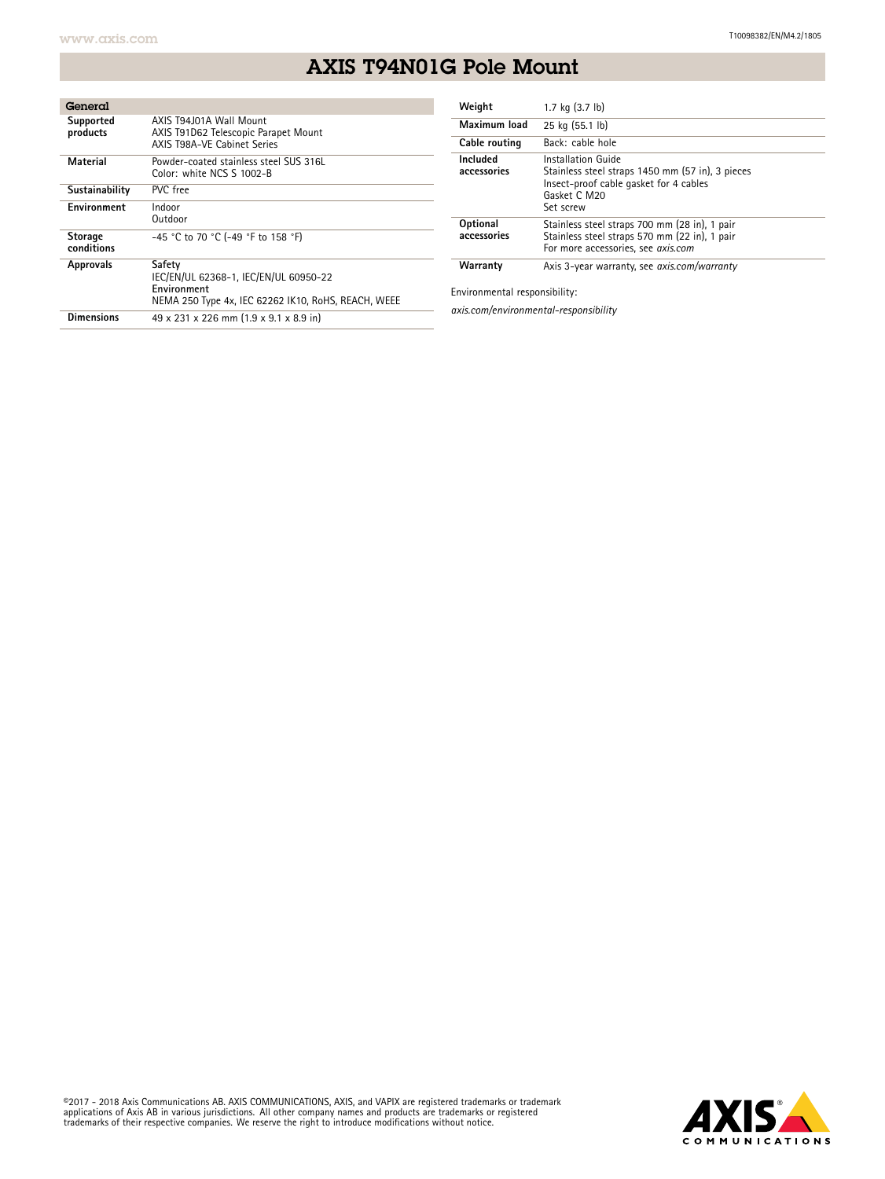# AXIS T94N01G Pole Mount

## General

| | |
|---|---|
| **Supported products** | AXIS T94J01A Wall Mount<br>AXIS T91D62 Telescopic Parapet Mount<br>AXIS T98A-VE Cabinet Series |
| **Material** | Powder-coated stainless steel SUS 316L<br>Color: white NCS S 1002-B |
| **Sustainability** | PVC free |
| **Environment** | Indoor<br>Outdoor |
| **Storage conditions** | -45 °C to 70 °C (-49 °F to 158 °F) |
| **Approvals** | **Safety**<br>IEC/EN/UL 62368-1, IEC/EN/UL 60950-22<br>**Environment**<br>NEMA 250 Type 4x, IEC 62262 IK10, RoHS, REACH, WEEE |
| **Dimensions** | 49 x 231 x 226 mm (1.9 x 9.1 x 8.9 in) |
| **Weight** | 1.7 kg (3.7 lb) |
| **Maximum load** | 25 kg (55.1 lb) |
| **Cable routing** | Back: cable hole |
| **Included accessories** | Installation Guide<br>Stainless steel straps 1450 mm (57 in), 3 pieces<br>Insect-proof cable gasket for 4 cables<br>Gasket C M20<br>Set screw |
| **Optional accessories** | Stainless steel straps 700 mm (28 in), 1 pair<br>Stainless steel straps 570 mm (22 in), 1 pair<br>For more accessories, see *axis.com* |
| **Warranty** | Axis 3-year warranty, see *axis.com/warranty* |

Environmental responsibility:

*axis.com/environmental-responsibility*

©2017 - 2018 Axis Communications AB. AXIS COMMUNICATIONS, AXIS, and VAPIX are registered trademarks or trademark applications of Axis AB in various jurisdictions. All other company names and products are trademarks or registered trademarks of their respective companies. We reserve the right to introduce modifications without notice.